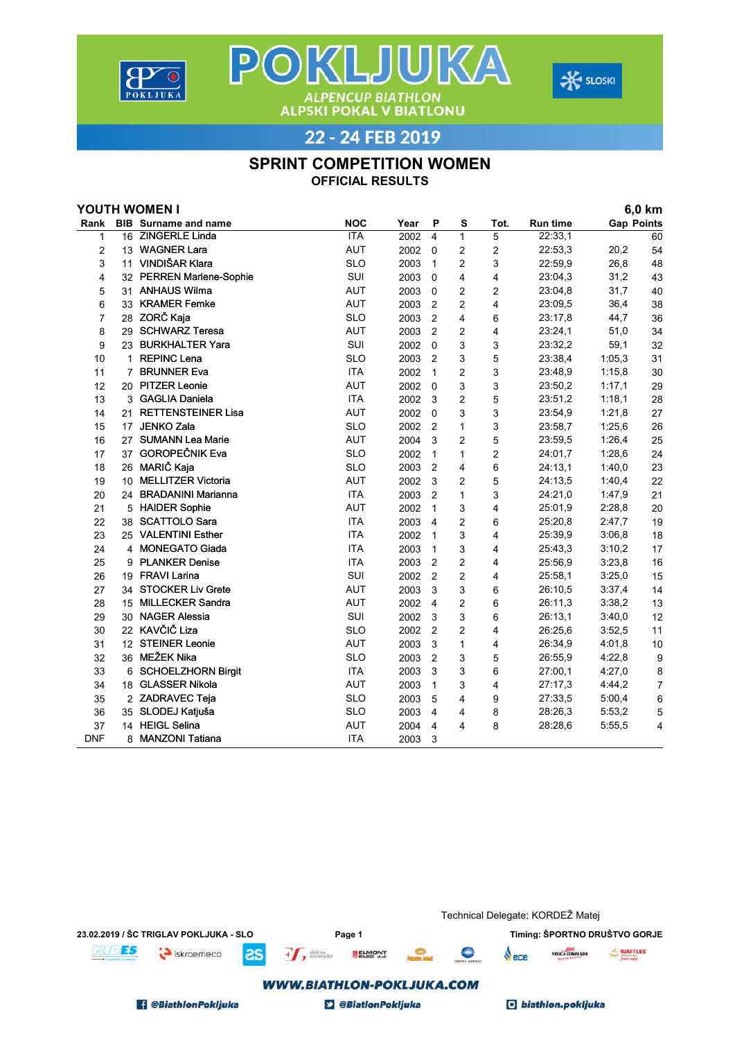# POKLJUKA

ALPENCUP BIATHLON
ALPSKI POKAL V BIATLONU

## 22 - 24 FEB 2019

## SPRINT COMPETITION WOMEN

### OFFICIAL RESULTS

**YOUTH WOMEN I** — **6,0 km**

| Rank | BIB | Surname and name | NOC | Year | P | S | Tot. | Run time | Gap | Points |
|---|---|---|---|---|---|---|---|---|---|---|
| 1 | 16 | ZINGERLE Linda | ITA | 2002 | 4 | 1 | 5 | 22:33,1 | | 60 |
| 2 | 13 | WAGNER Lara | AUT | 2002 | 0 | 2 | 2 | 22:53,3 | 20,2 | 54 |
| 3 | 11 | VINDIŠAR Klara | SLO | 2003 | 1 | 2 | 3 | 22:59,9 | 26,8 | 48 |
| 4 | 32 | PERREN Marlene-Sophie | SUI | 2003 | 0 | 4 | 4 | 23:04,3 | 31,2 | 43 |
| 5 | 31 | ANHAUS Wilma | AUT | 2003 | 0 | 2 | 2 | 23:04,8 | 31,7 | 40 |
| 6 | 33 | KRAMER Femke | AUT | 2003 | 2 | 2 | 4 | 23:09,5 | 36,4 | 38 |
| 7 | 28 | ZORČ Kaja | SLO | 2003 | 2 | 4 | 6 | 23:17,8 | 44,7 | 36 |
| 8 | 29 | SCHWARZ Teresa | AUT | 2003 | 2 | 2 | 4 | 23:24,1 | 51,0 | 34 |
| 9 | 23 | BURKHALTER Yara | SUI | 2002 | 0 | 3 | 3 | 23:32,2 | 59,1 | 32 |
| 10 | 1 | REPINC Lena | SLO | 2003 | 2 | 3 | 5 | 23:38,4 | 1:05,3 | 31 |
| 11 | 7 | BRUNNER Eva | ITA | 2002 | 1 | 2 | 3 | 23:48,9 | 1:15,8 | 30 |
| 12 | 20 | PITZER Leonie | AUT | 2002 | 0 | 3 | 3 | 23:50,2 | 1:17,1 | 29 |
| 13 | 3 | GAGLIA Daniela | ITA | 2002 | 3 | 2 | 5 | 23:51,2 | 1:18,1 | 28 |
| 14 | 21 | RETTENSTEINER Lisa | AUT | 2002 | 0 | 3 | 3 | 23:54,9 | 1:21,8 | 27 |
| 15 | 17 | JENKO Zala | SLO | 2002 | 2 | 1 | 3 | 23:58,7 | 1:25,6 | 26 |
| 16 | 27 | SUMANN Lea Marie | AUT | 2004 | 3 | 2 | 5 | 23:59,5 | 1:26,4 | 25 |
| 17 | 37 | GOROPEČNIK Eva | SLO | 2002 | 1 | 1 | 2 | 24:01,7 | 1:28,6 | 24 |
| 18 | 26 | MARIČ Kaja | SLO | 2003 | 2 | 4 | 6 | 24:13,1 | 1:40,0 | 23 |
| 19 | 10 | MELLITZER Victoria | AUT | 2002 | 3 | 2 | 5 | 24:13,5 | 1:40,4 | 22 |
| 20 | 24 | BRADANINI Marianna | ITA | 2003 | 2 | 1 | 3 | 24:21,0 | 1:47,9 | 21 |
| 21 | 5 | HAIDER Sophie | AUT | 2002 | 1 | 3 | 4 | 25:01,9 | 2:28,8 | 20 |
| 22 | 38 | SCATTOLO Sara | ITA | 2003 | 4 | 2 | 6 | 25:20,8 | 2:47,7 | 19 |
| 23 | 25 | VALENTINI Esther | ITA | 2002 | 1 | 3 | 4 | 25:39,9 | 3:06,8 | 18 |
| 24 | 4 | MONEGATO Giada | ITA | 2003 | 1 | 3 | 4 | 25:43,3 | 3:10,2 | 17 |
| 25 | 9 | PLANKER Denise | ITA | 2003 | 2 | 2 | 4 | 25:56,9 | 3:23,8 | 16 |
| 26 | 19 | FRAVI Larina | SUI | 2002 | 2 | 2 | 4 | 25:58,1 | 3:25,0 | 15 |
| 27 | 34 | STOCKER Liv Grete | AUT | 2003 | 3 | 3 | 6 | 26:10,5 | 3:37,4 | 14 |
| 28 | 15 | MILLECKER Sandra | AUT | 2002 | 4 | 2 | 6 | 26:11,3 | 3:38,2 | 13 |
| 29 | 30 | NAGER Alessia | SUI | 2002 | 3 | 3 | 6 | 26:13,1 | 3:40,0 | 12 |
| 30 | 22 | KAVČIČ Liza | SLO | 2002 | 2 | 2 | 4 | 26:25,6 | 3:52,5 | 11 |
| 31 | 12 | STEINER Leonie | AUT | 2003 | 3 | 1 | 4 | 26:34,9 | 4:01,8 | 10 |
| 32 | 36 | MEŽEK Nika | SLO | 2003 | 2 | 3 | 5 | 26:55,9 | 4:22,8 | 9 |
| 33 | 6 | SCHOELZHORN Birgit | ITA | 2003 | 3 | 3 | 6 | 27:00,1 | 4:27,0 | 8 |
| 34 | 18 | GLASSER Nikola | AUT | 2003 | 1 | 3 | 4 | 27:17,3 | 4:44,2 | 7 |
| 35 | 2 | ZADRAVEC Teja | SLO | 2003 | 5 | 4 | 9 | 27:33,5 | 5:00,4 | 6 |
| 36 | 35 | SLODEJ Katjuša | SLO | 2003 | 4 | 4 | 8 | 28:26,3 | 5:53,2 | 5 |
| 37 | 14 | HEIGL Selina | AUT | 2004 | 4 | 4 | 8 | 28:28,6 | 5:55,5 | 4 |
| DNF | 8 | MANZONI Tatiana | ITA | 2003 | 3 | | | | | |

Technical Delegate: KORDEŽ Matej

23.02.2019 / ŠC TRIGLAV POKLJUKA - SLO

Timing: ŠPORTNO DRUŠTVO GORJE

WWW.BIATHLON-POKLJUKA.COM

@BiathlonPokljuka | @BiatlonPokljuka | biathlon.pokljuka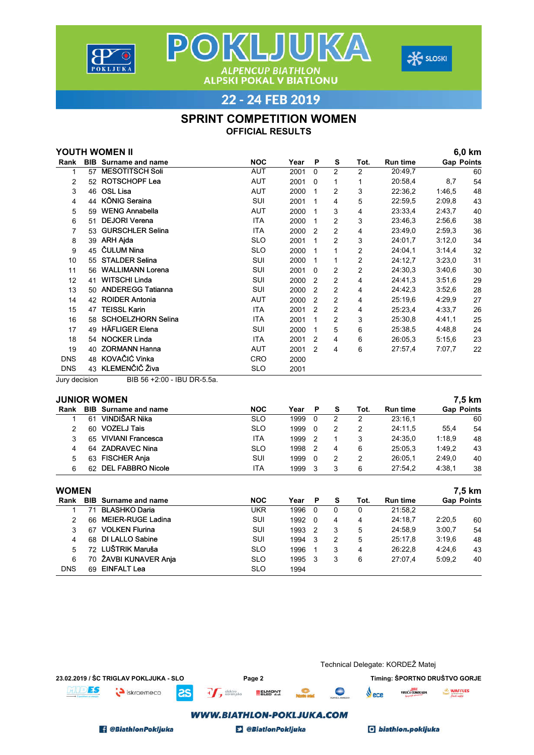# POKLJUKA

ALPENCUP BIATHLON
ALPSKI POKAL V BIATLONU

22 - 24 FEB 2019

## SPRINT COMPETITION WOMEN

### OFFICIAL RESULTS

### YOUTH WOMEN II — 6,0 km

| Rank | BIB | Surname and name | NOC | Year | P | S | Tot. | Run time | Gap | Points |
|---|---|---|---|---|---|---|---|---|---|---|
| 1 | 57 | MESOTITSCH Soli | AUT | 2001 | 0 | 2 | 2 | 20:49,7 | | 60 |
| 2 | 52 | ROTSCHOPF Lea | AUT | 2001 | 0 | 1 | 1 | 20:58,4 | 8,7 | 54 |
| 3 | 46 | OSL Lisa | AUT | 2000 | 1 | 2 | 3 | 22:36,2 | 1:46,5 | 48 |
| 4 | 44 | KÖNIG Seraina | SUI | 2001 | 1 | 4 | 5 | 22:59,5 | 2:09,8 | 43 |
| 5 | 59 | WENG Annabella | AUT | 2000 | 1 | 3 | 4 | 23:33,4 | 2:43,7 | 40 |
| 6 | 51 | DEJORI Verena | ITA | 2000 | 1 | 2 | 3 | 23:46,3 | 2:56,6 | 38 |
| 7 | 53 | GURSCHLER Selina | ITA | 2000 | 2 | 2 | 4 | 23:49,0 | 2:59,3 | 36 |
| 8 | 39 | ARH Ajda | SLO | 2001 | 1 | 2 | 3 | 24:01,7 | 3:12,0 | 34 |
| 9 | 45 | ČULUM Nina | SLO | 2000 | 1 | 1 | 2 | 24:04,1 | 3:14,4 | 32 |
| 10 | 55 | STALDER Selina | SUI | 2000 | 1 | 1 | 2 | 24:12,7 | 3:23,0 | 31 |
| 11 | 56 | WALLIMANN Lorena | SUI | 2001 | 0 | 2 | 2 | 24:30,3 | 3:40,6 | 30 |
| 12 | 41 | WITSCHI Linda | SUI | 2000 | 2 | 2 | 4 | 24:41,3 | 3:51,6 | 29 |
| 13 | 50 | ANDEREGG Tatianna | SUI | 2000 | 2 | 2 | 4 | 24:42,3 | 3:52,6 | 28 |
| 14 | 42 | ROIDER Antonia | AUT | 2000 | 2 | 2 | 4 | 25:19,6 | 4:29,9 | 27 |
| 15 | 47 | TEISSL Karin | ITA | 2001 | 2 | 2 | 4 | 25:23,4 | 4:33,7 | 26 |
| 16 | 58 | SCHOELZHORN Selina | ITA | 2001 | 1 | 2 | 3 | 25:30,8 | 4:41,1 | 25 |
| 17 | 49 | HÄFLIGER Elena | SUI | 2000 | 1 | 5 | 6 | 25:38,5 | 4:48,8 | 24 |
| 18 | 54 | NOCKER Linda | ITA | 2001 | 2 | 4 | 6 | 26:05,3 | 5:15,6 | 23 |
| 19 | 40 | ZORMANN Hanna | AUT | 2001 | 2 | 4 | 6 | 27:57,4 | 7:07,7 | 22 |
| DNS | 48 | KOVAČIĆ Vinka | CRO | 2000 | | | | | | |
| DNS | 43 | KLEMENČIČ Živa | SLO | 2001 | | | | | | |

Jury decision BIB 56 +2:00 - IBU DR-5.5a.

### JUNIOR WOMEN — 7,5 km

| Rank | BIB | Surname and name | NOC | Year | P | S | Tot. | Run time | Gap | Points |
|---|---|---|---|---|---|---|---|---|---|---|
| 1 | 61 | VINDIŠAR Nika | SLO | 1999 | 0 | 2 | 2 | 23:16,1 | | 60 |
| 2 | 60 | VOZELJ Tais | SLO | 1999 | 0 | 2 | 2 | 24:11,5 | 55,4 | 54 |
| 3 | 65 | VIVIANI Francesca | ITA | 1999 | 2 | 1 | 3 | 24:35,0 | 1:18,9 | 48 |
| 4 | 64 | ZADRAVEC Nina | SLO | 1998 | 2 | 4 | 6 | 25:05,3 | 1:49,2 | 43 |
| 5 | 63 | FISCHER Anja | SUI | 1999 | 0 | 2 | 2 | 26:05,1 | 2:49,0 | 40 |
| 6 | 62 | DEL FABBRO Nicole | ITA | 1999 | 3 | 3 | 6 | 27:54,2 | 4:38,1 | 38 |

### WOMEN — 7,5 km

| Rank | BIB | Surname and name | NOC | Year | P | S | Tot. | Run time | Gap | Points |
|---|---|---|---|---|---|---|---|---|---|---|
| 1 | 71 | BLASHKO Daria | UKR | 1996 | 0 | 0 | 0 | 21:58,2 | | |
| 2 | 66 | MEIER-RUGE Ladina | SUI | 1992 | 0 | 4 | 4 | 24:18,7 | 2:20,5 | 60 |
| 3 | 67 | VOLKEN Flurina | SUI | 1993 | 2 | 3 | 5 | 24:58,9 | 3:00,7 | 54 |
| 4 | 68 | DI LALLO Sabine | SUI | 1994 | 3 | 2 | 5 | 25:17,8 | 3:19,6 | 48 |
| 5 | 72 | LUŠTRIK Maruša | SLO | 1996 | 1 | 3 | 4 | 26:22,8 | 4:24,6 | 43 |
| 6 | 70 | ŽAVBI KUNAVER Anja | SLO | 1995 | 3 | 3 | 6 | 27:07,4 | 5:09,2 | 40 |
| DNS | 69 | EINFALT Lea | SLO | 1994 | | | | | | |

Technical Delegate: KORDEŽ Matej

23.02.2019 / ŠC TRIGLAV POKLJUKA - SLO

Timing: ŠPORTNO DRUŠTVO GORJE

WWW.BIATHLON-POKLJUKA.COM

@BiathlonPokljuka @BiatlonPokljuka biathlon.pokljuka